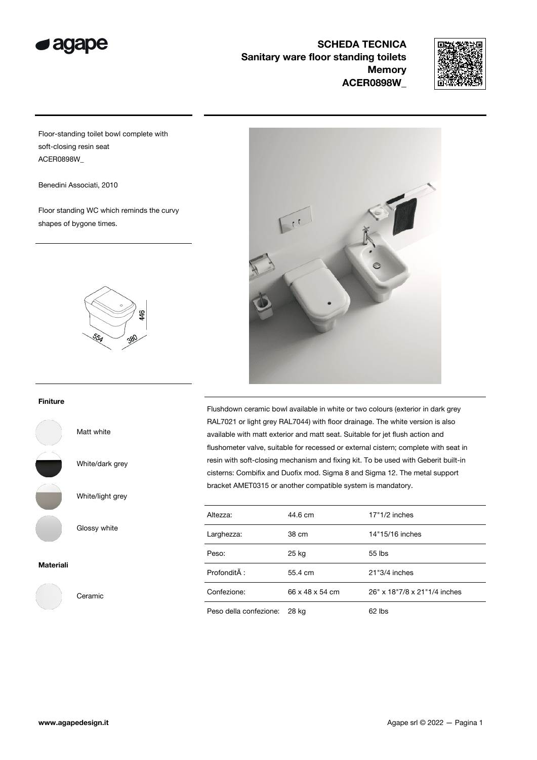# SCHEDA TECNICA
## Sanitary ware floor standing toilets
## Memory
## ACER0898W_

Floor-standing toilet bowl complete with soft-closing resin seat
ACER0898W_

Benedini Associati, 2010

Floor standing WC which reminds the curvy shapes of bygone times.

446

554

380

**Finiture**

Matt white

White/dark grey

White/light grey

Glossy white

**Materiali**

Ceramic

Flushdown ceramic bowl available in white or two colours (exterior in dark grey RAL7021 or light grey RAL7044) with floor drainage. The white version is also available with matt exterior and matt seat. Suitable for jet flush action and flushometer valve, suitable for recessed or external cistern; complete with seat in resin with soft-closing mechanism and fixing kit. To be used with Geberit built-in cisterns: Combifix and Duofix mod. Sigma 8 and Sigma 12. The metal support bracket AMET0315 or another compatible system is mandatory.

| | | |
|---|---|---|
| Altezza: | 44.6 cm | 17"1/2 inches |
| Larghezza: | 38 cm | 14"15/16 inches |
| Peso: | 25 kg | 55 lbs |
| ProfonditÃ : | 55.4 cm | 21"3/4 inches |
| Confezione: | 66 x 48 x 54 cm | 26" x 18"7/8 x 21"1/4 inches |
| Peso della confezione: | 28 kg | 62 lbs |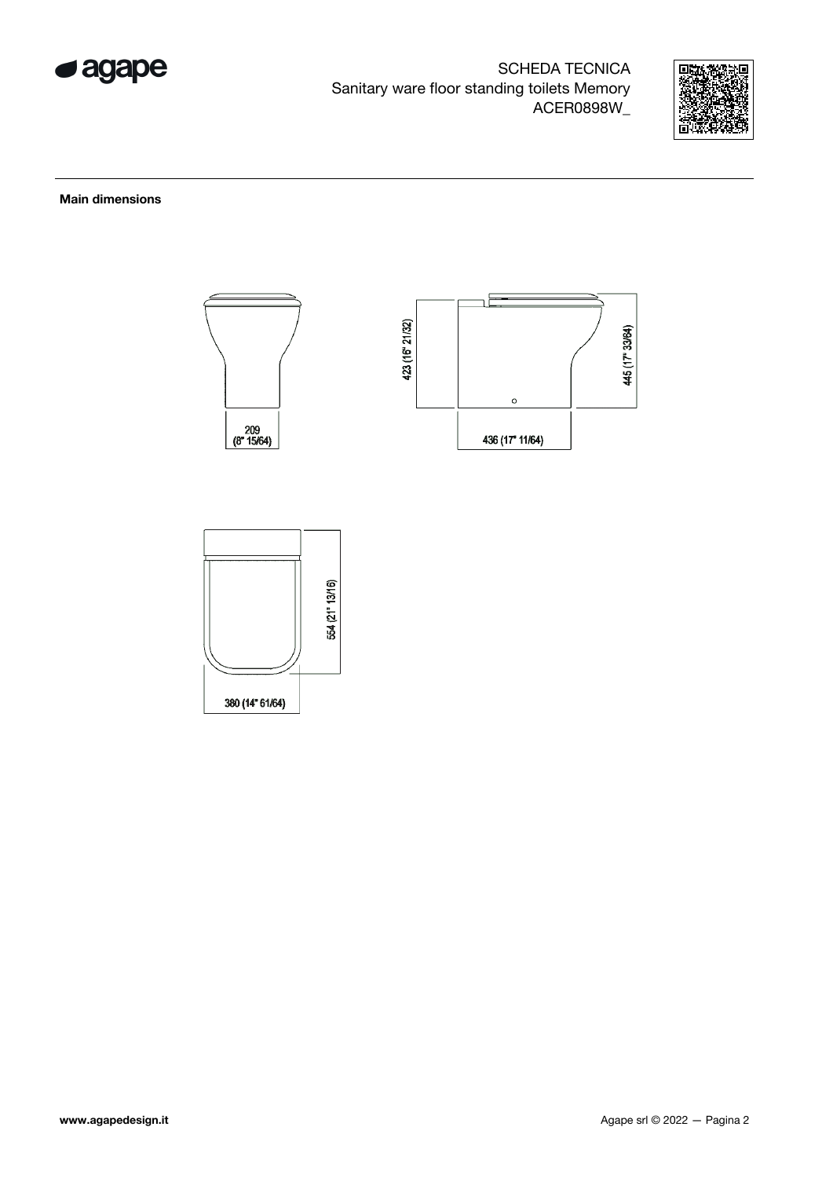SCHEDA TECNICA
Sanitary ware floor standing toilets Memory
ACER0898W_

**Main dimensions**

209
(8" 15/64)

423 (16" 21/32)

445 (17" 33/64)

436 (17" 11/64)

554 (21" 13/16)

380 (14" 61/64)

**www.agapedesign.it**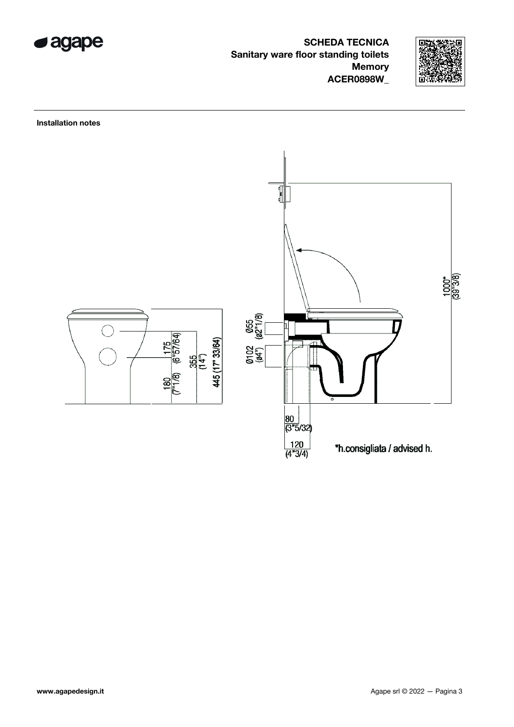**SCHEDA TECNICA**
**Sanitary ware floor standing toilets**
**Memory**
**ACER0898W_**

**Installation notes**

175
(6"57/64)

355
(14")

180
(7"1/8)

445 (17" 33/64)

Ø55
(ø2"1/8)

Ø102
(ø4")

1000*
(39"3/8)

80
(3"5/32)

120
(4"3/4)

*h.consigliata / advised h.